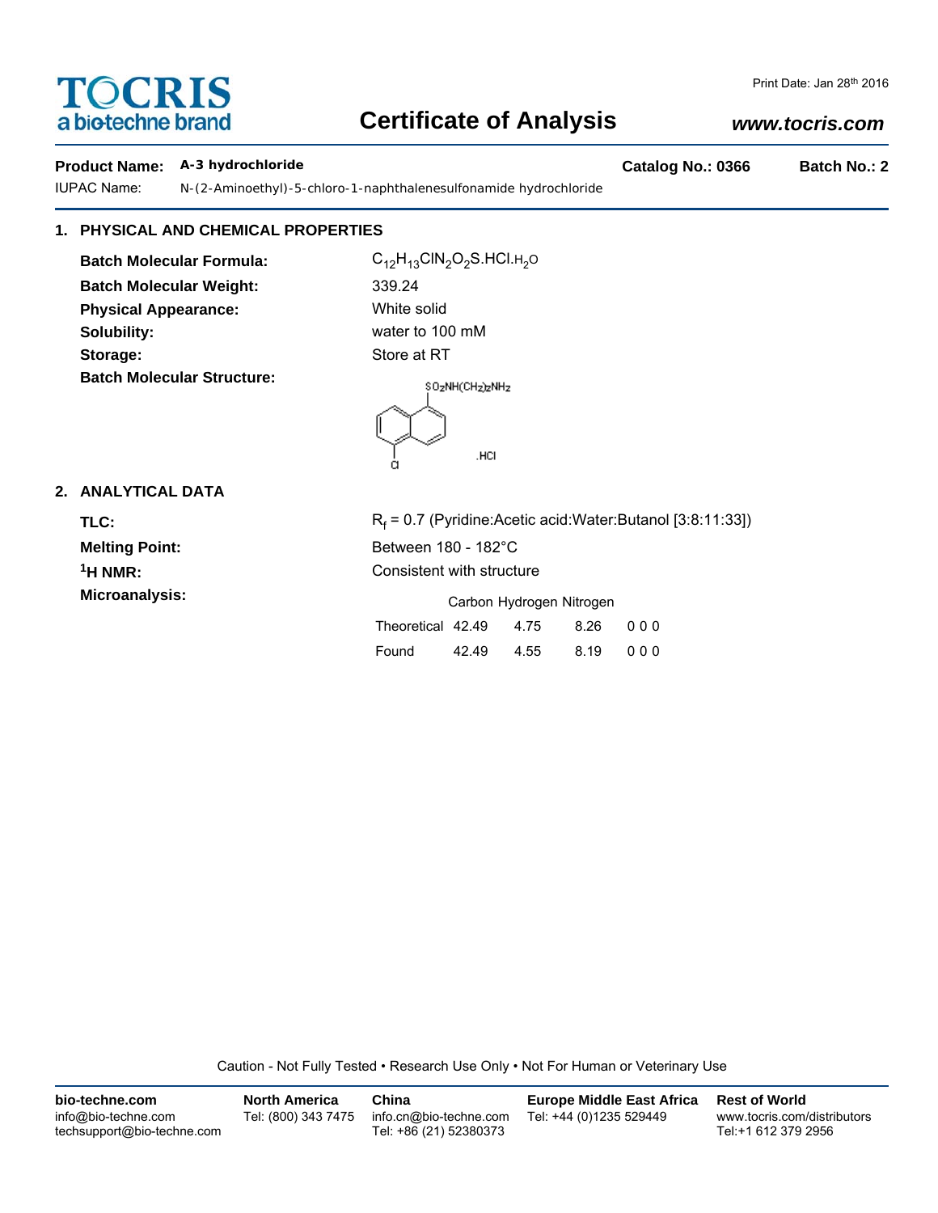Print Date: Jan 28th 2016

# Certificate of Analysis

*www.tocris.com*

**Product Name:** A-3 hydrochloride **Catalog No.: 0366** **Batch No.: 2**

IUPAC Name: N-(2-Aminoethyl)-5-chloro-1-naphthalenesulfonamide hydrochloride

## 1. PHYSICAL AND CHEMICAL PROPERTIES

**Batch Molecular Formula:** $C_{12}H_{13}ClN_2O_2S.HCl.H_2O$

**Batch Molecular Weight:** 339.24

**Physical Appearance:** White solid

**Solubility:** water to 100 mM

**Storage:** Store at RT

**Batch Molecular Structure:**

$SO_2NH(CH_2)_2NH_2$

Cl

.HCl

## 2. ANALYTICAL DATA

**TLC:** $R_f$ = 0.7 (Pyridine:Acetic acid:Water:Butanol [3:8:11:33])

**Melting Point:** Between 180 - 182°C

**$^1$H NMR:** Consistent with structure

**Microanalysis:**

| | Carbon | Hydrogen | Nitrogen | |
|---|---|---|---|---|
| Theoretical | 42.49 | 4.75 | 8.26 | 0 0 0 |
| Found | 42.49 | 4.55 | 8.19 | 0 0 0 |

Caution - Not Fully Tested • Research Use Only • Not For Human or Veterinary Use

**bio-techne.com**
info@bio-techne.com
techsupport@bio-techne.com

**North America**
Tel: (800) 343 7475

**China**
info.cn@bio-techne.com
Tel: +86 (21) 52380373

**Europe Middle East Africa**
Tel: +44 (0)1235 529449

**Rest of World**
www.tocris.com/distributors
Tel:+1 612 379 2956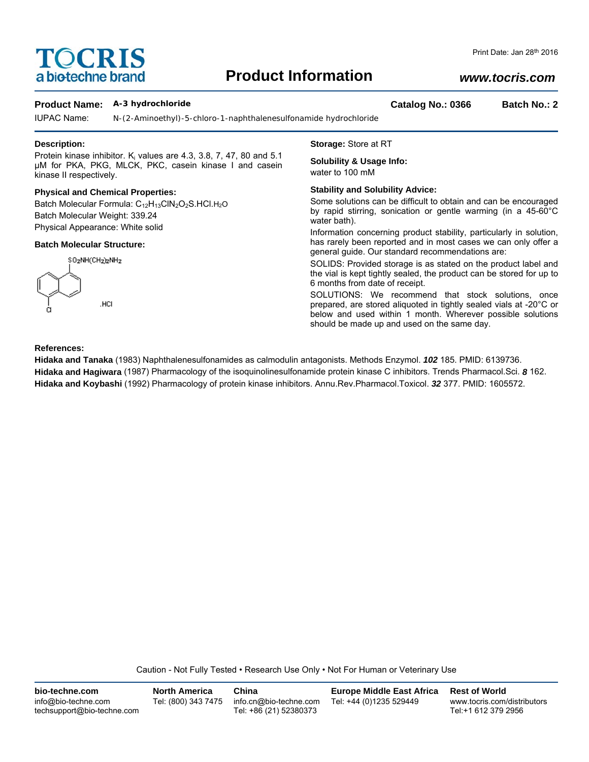# TOCRIS
a biotechne brand

# Product Information

*www.tocris.com*

Print Date: Jan 28th 2016

**Product Name:** **A-3 hydrochloride** **Catalog No.: 0366** **Batch No.: 2**

IUPAC Name: N-(2-Aminoethyl)-5-chloro-1-naphthalenesulfonamide hydrochloride

### Description:

Protein kinase inhibitor. $K_i$ values are 4.3, 3.8, 7, 47, 80 and 5.1 μM for PKA, PKG, MLCK, PKC, casein kinase I and casein kinase II respectively.

### Physical and Chemical Properties:

Batch Molecular Formula: $C_{12}H_{13}ClN_2O_2S.HCl.H_2O$

Batch Molecular Weight: 339.24

Physical Appearance: White solid

### Batch Molecular Structure:

$SO_2NH(CH_2)_2NH_2$

Cl

.HCl

### Storage:
Store at RT

### Solubility & Usage Info:

water to 100 mM

### Stability and Solubility Advice:

Some solutions can be difficult to obtain and can be encouraged by rapid stirring, sonication or gentle warming (in a 45-60°C water bath).

Information concerning product stability, particularly in solution, has rarely been reported and in most cases we can only offer a general guide. Our standard recommendations are:

SOLIDS: Provided storage is as stated on the product label and the vial is kept tightly sealed, the product can be stored for up to 6 months from date of receipt.

SOLUTIONS: We recommend that stock solutions, once prepared, are stored aliquoted in tightly sealed vials at -20°C or below and used within 1 month. Wherever possible solutions should be made up and used on the same day.

### References:

**Hidaka and Tanaka** (1983) Naphthalenesulfonamides as calmodulin antagonists. Methods Enzymol. ***102*** 185. PMID: 6139736.

**Hidaka and Hagiwara** (1987) Pharmacology of the isoquinolinesulfonamide protein kinase C inhibitors. Trends Pharmacol.Sci. ***8*** 162.

**Hidaka and Koybashi** (1992) Pharmacology of protein kinase inhibitors. Annu.Rev.Pharmacol.Toxicol. ***32*** 377. PMID: 1605572.

Caution - Not Fully Tested • Research Use Only • Not For Human or Veterinary Use

**bio-techne.com**
info@bio-techne.com
techsupport@bio-techne.com

**North America**
Tel: (800) 343 7475

**China**
info.cn@bio-techne.com
Tel: +86 (21) 52380373

**Europe Middle East Africa**
Tel: +44 (0)1235 529449

**Rest of World**
www.tocris.com/distributors
Tel:+1 612 379 2956